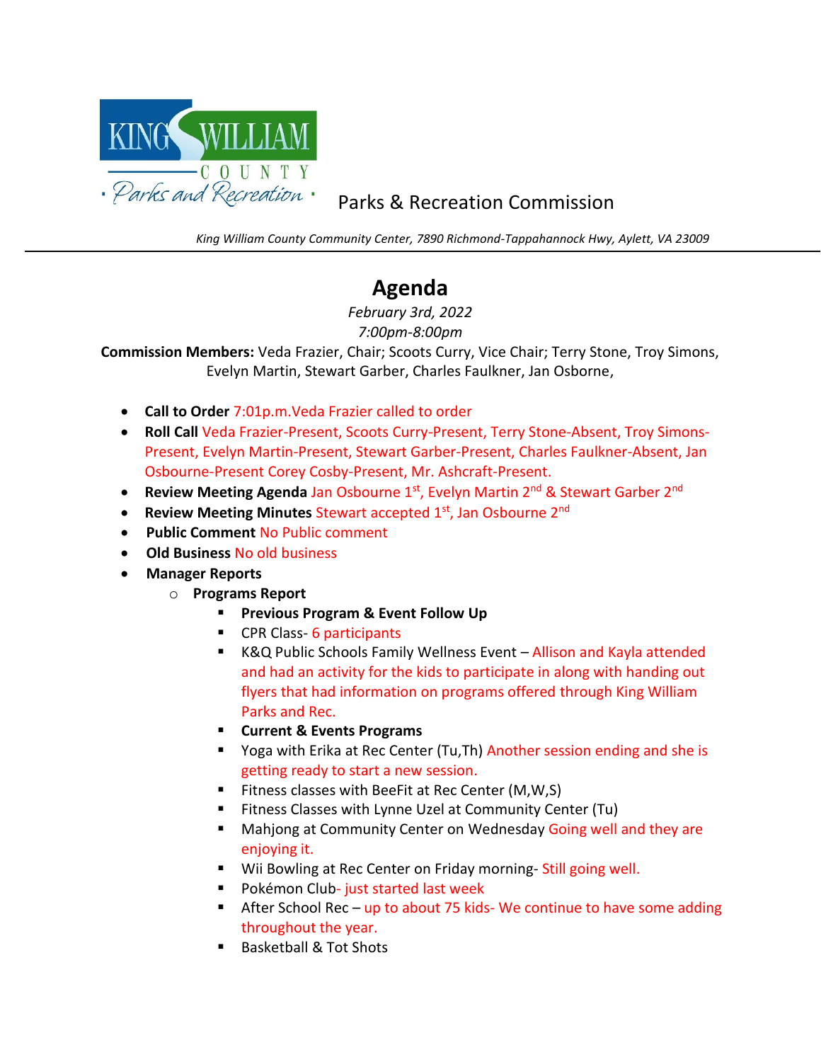KING WILLIAM COUNTY · Parks and Recreation ·

Parks & Recreation Commission

*King William County Community Center, 7890 Richmond-Tappahannock Hwy, Aylett, VA 23009*

# Agenda

*February 3rd, 2022*

*7:00pm-8:00pm*

**Commission Members:** Veda Frazier, Chair; Scoots Curry, Vice Chair; Terry Stone, Troy Simons, Evelyn Martin, Stewart Garber, Charles Faulkner, Jan Osborne,

- **Call to Order** 7:01p.m.Veda Frazier called to order
- **Roll Call** Veda Frazier-Present, Scoots Curry-Present, Terry Stone-Absent, Troy Simons-Present, Evelyn Martin-Present, Stewart Garber-Present, Charles Faulkner-Absent, Jan Osbourne-Present Corey Cosby-Present, Mr. Ashcraft-Present.
- **Review Meeting Agenda** Jan Osbourne 1st, Evelyn Martin 2nd & Stewart Garber 2nd
- **Review Meeting Minutes** Stewart accepted 1st, Jan Osbourne 2nd
- **Public Comment** No Public comment
- **Old Business** No old business
- **Manager Reports**
  - **Programs Report**
    - **Previous Program & Event Follow Up**
    - CPR Class- 6 participants
    - K&Q Public Schools Family Wellness Event – Allison and Kayla attended and had an activity for the kids to participate in along with handing out flyers that had information on programs offered through King William Parks and Rec.
    - **Current & Events Programs**
    - Yoga with Erika at Rec Center (Tu,Th) Another session ending and she is getting ready to start a new session.
    - Fitness classes with BeeFit at Rec Center (M,W,S)
    - Fitness Classes with Lynne Uzel at Community Center (Tu)
    - Mahjong at Community Center on Wednesday Going well and they are enjoying it.
    - Wii Bowling at Rec Center on Friday morning- Still going well.
    - Pokémon Club- just started last week
    - After School Rec – up to about 75 kids- We continue to have some adding throughout the year.
    - Basketball & Tot Shots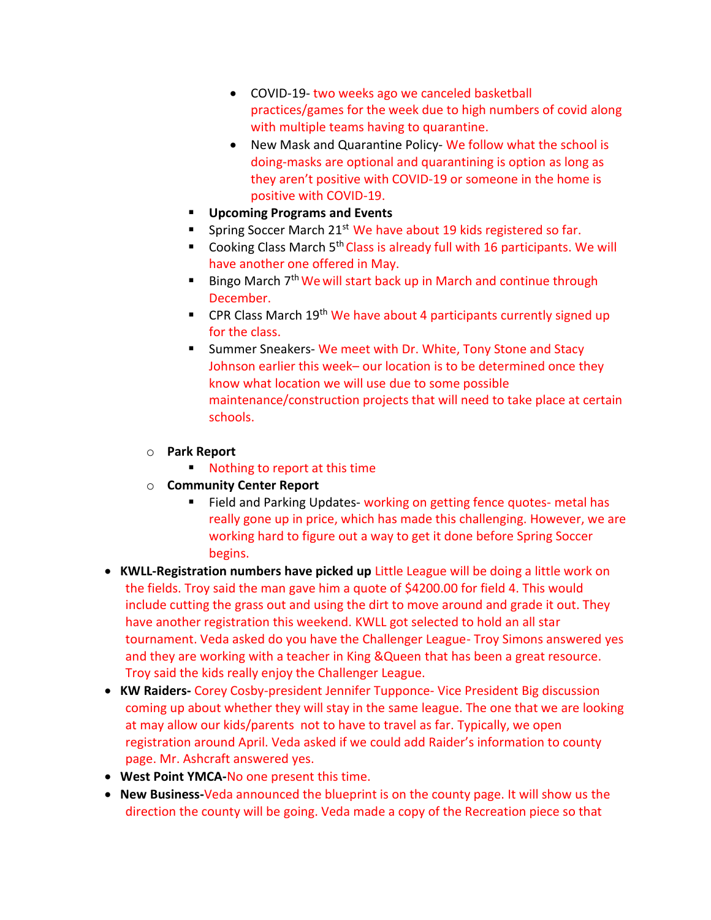- COVID-19- two weeks ago we canceled basketball practices/games for the week due to high numbers of covid along with multiple teams having to quarantine.
        - New Mask and Quarantine Policy- We follow what the school is doing-masks are optional and quarantining is option as long as they aren't positive with COVID-19 or someone in the home is positive with COVID-19.
    - **Upcoming Programs and Events**
    - Spring Soccer March 21st We have about 19 kids registered so far.
    - Cooking Class March 5th Class is already full with 16 participants. We will have another one offered in May.
    - Bingo March 7th We will start back up in March and continue through December.
    - CPR Class March 19th We have about 4 participants currently signed up for the class.
    - Summer Sneakers- We meet with Dr. White, Tony Stone and Stacy Johnson earlier this week– our location is to be determined once they know what location we will use due to some possible maintenance/construction projects that will need to take place at certain schools.

  - **Park Report**
    - Nothing to report at this time
  - **Community Center Report**
    - Field and Parking Updates- working on getting fence quotes- metal has really gone up in price, which has made this challenging. However, we are working hard to figure out a way to get it done before Spring Soccer begins.

- **KWLL-Registration numbers have picked up** Little League will be doing a little work on the fields. Troy said the man gave him a quote of $4200.00 for field 4. This would include cutting the grass out and using the dirt to move around and grade it out. They have another registration this weekend. KWLL got selected to hold an all star tournament. Veda asked do you have the Challenger League- Troy Simons answered yes and they are working with a teacher in King &Queen that has been a great resource. Troy said the kids really enjoy the Challenger League.
- **KW Raiders-** Corey Cosby-president Jennifer Tupponce- Vice President Big discussion coming up about whether they will stay in the same league. The one that we are looking at may allow our kids/parents not to have to travel as far. Typically, we open registration around April. Veda asked if we could add Raider's information to county page. Mr. Ashcraft answered yes.
- **West Point YMCA-**No one present this time.
- **New Business-**Veda announced the blueprint is on the county page. It will show us the direction the county will be going. Veda made a copy of the Recreation piece so that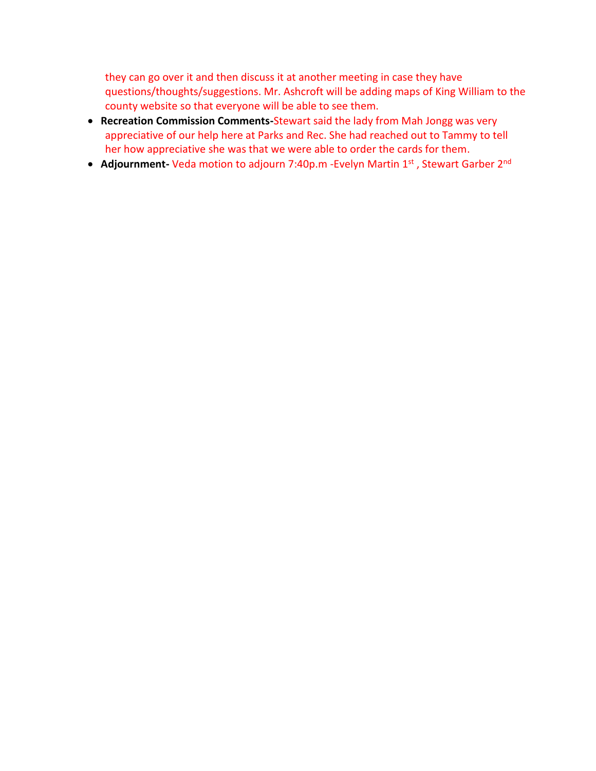they can go over it and then discuss it at another meeting in case they have questions/thoughts/suggestions. Mr. Ashcroft will be adding maps of King William to the county website so that everyone will be able to see them.

- **Recreation Commission Comments-**Stewart said the lady from Mah Jongg was very appreciative of our help here at Parks and Rec. She had reached out to Tammy to tell her how appreciative she was that we were able to order the cards for them.
- **Adjournment-** Veda motion to adjourn 7:40p.m -Evelyn Martin 1st , Stewart Garber 2nd